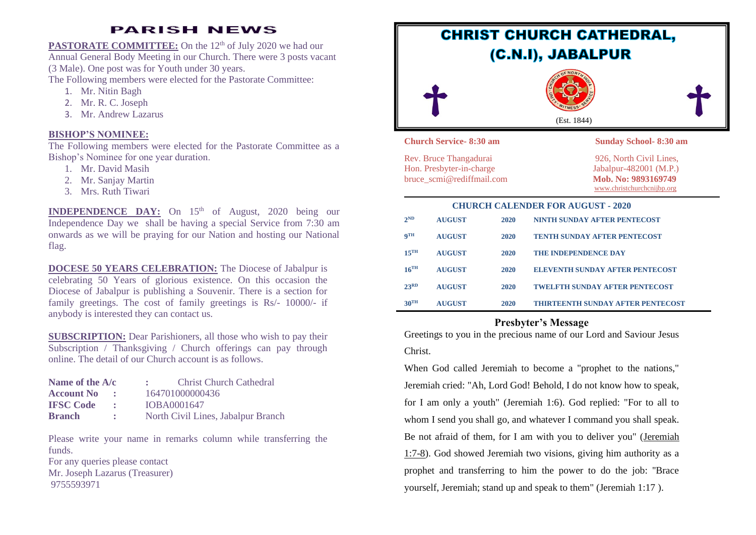# PARISH NEWS

**PASTORATE COMMITTEE:** On the 12th of July 2020 we had our Annual General Body Meeting in our Church. There were 3 posts vacant (3 Male). One post was for Youth under 30 years.

The Following members were elected for the Pastorate Committee:

1. Mr. Nitin Bagh
2. Mr. R. C. Joseph
3. Mr. Andrew Lazarus

**BISHOP'S NOMINEE:**

The Following members were elected for the Pastorate Committee as a Bishop's Nominee for one year duration.

1. Mr. David Masih
2. Mr. Sanjay Martin
3. Mrs. Ruth Tiwari

**INDEPENDENCE DAY:** On 15th of August, 2020 being our Independence Day we shall be having a special Service from 7:30 am onwards as we will be praying for our Nation and hosting our National flag.

**DOCESE 50 YEARS CELEBRATION:** The Diocese of Jabalpur is celebrating 50 Years of glorious existence. On this occasion the Diocese of Jabalpur is publishing a Souvenir. There is a section for family greetings. The cost of family greetings is Rs/- 10000/- if anybody is interested they can contact us.

**SUBSCRIPTION:** Dear Parishioners, all those who wish to pay their Subscription / Thanksgiving / Church offerings can pay through online. The detail of our Church account is as follows.

| | | |
|---|---|---|
| **Name of the A/c** | **:** | Christ Church Cathedral |
| **Account No** | **:** | 164701000000436 |
| **IFSC Code** | **:** | IOBA0001647 |
| **Branch** | **:** | North Civil Lines, Jabalpur Branch |

Please write your name in remarks column while transferring the funds.

For any queries please contact
Mr. Joseph Lazarus (Treasurer)
9755593971

# CHRIST CHURCH CATHEDRAL, (C.N.I), JABALPUR

(Est. 1844)

**Church Service- 8:30 am** | **Sunday School- 8:30 am**

Rev. Bruce Thangadurai
Hon. Presbyter-in-charge
bruce_scmi@rediffmail.com

926, North Civil Lines,
Jabalpur-482001 (M.P.)
**Mob. No: 9893169749**
www.christchurchcnijbp.org

## CHURCH CALENDER FOR AUGUST - 2020

| | | | |
|---|---|---|---|
| 2ND | AUGUST | 2020 | NINTH SUNDAY AFTER PENTECOST |
| 9TH | AUGUST | 2020 | TENTH SUNDAY AFTER PENTECOST |
| 15TH | AUGUST | 2020 | THE INDEPENDENCE DAY |
| 16TH | AUGUST | 2020 | ELEVENTH SUNDAY AFTER PENTECOST |
| 23RD | AUGUST | 2020 | TWELFTH SUNDAY AFTER PENTECOST |
| 30TH | AUGUST | 2020 | THIRTEENTH SUNDAY AFTER PENTECOST |

## Presbyter's Message

Greetings to you in the precious name of our Lord and Saviour Jesus Christ.

When God called Jeremiah to become a "prophet to the nations," Jeremiah cried: "Ah, Lord God! Behold, I do not know how to speak, for I am only a youth" (Jeremiah 1:6). God replied: "For to all to whom I send you shall go, and whatever I command you shall speak. Be not afraid of them, for I am with you to deliver you" (Jeremiah 1:7-8). God showed Jeremiah two visions, giving him authority as a prophet and transferring to him the power to do the job: "Brace yourself, Jeremiah; stand up and speak to them" (Jeremiah 1:17 ).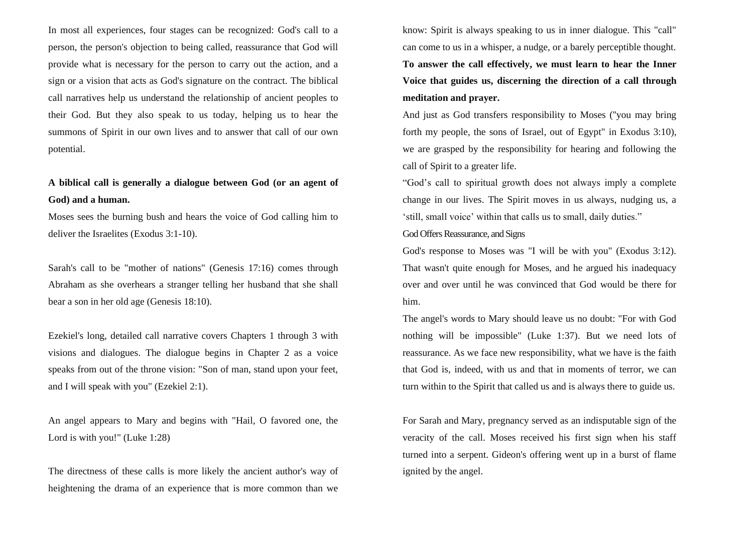In most all experiences, four stages can be recognized: God's call to a person, the person's objection to being called, reassurance that God will provide what is necessary for the person to carry out the action, and a sign or a vision that acts as God's signature on the contract. The biblical call narratives help us understand the relationship of ancient peoples to their God. But they also speak to us today, helping us to hear the summons of Spirit in our own lives and to answer that call of our own potential.

**A biblical call is generally a dialogue between God (or an agent of God) and a human.**

Moses sees the burning bush and hears the voice of God calling him to deliver the Israelites (Exodus 3:1-10).

Sarah's call to be "mother of nations" (Genesis 17:16) comes through Abraham as she overhears a stranger telling her husband that she shall bear a son in her old age (Genesis 18:10).

Ezekiel's long, detailed call narrative covers Chapters 1 through 3 with visions and dialogues. The dialogue begins in Chapter 2 as a voice speaks from out of the throne vision: "Son of man, stand upon your feet, and I will speak with you" (Ezekiel 2:1).

An angel appears to Mary and begins with "Hail, O favored one, the Lord is with you!" (Luke 1:28)

The directness of these calls is more likely the ancient author's way of heightening the drama of an experience that is more common than we know: Spirit is always speaking to us in inner dialogue. This "call" can come to us in a whisper, a nudge, or a barely perceptible thought. **To answer the call effectively, we must learn to hear the Inner Voice that guides us, discerning the direction of a call through meditation and prayer.**

And just as God transfers responsibility to Moses ("you may bring forth my people, the sons of Israel, out of Egypt" in Exodus 3:10), we are grasped by the responsibility for hearing and following the call of Spirit to a greater life.

"God's call to spiritual growth does not always imply a complete change in our lives. The Spirit moves in us always, nudging us, a 'still, small voice' within that calls us to small, daily duties."

God Offers Reassurance, and Signs

God's response to Moses was "I will be with you" (Exodus 3:12). That wasn't quite enough for Moses, and he argued his inadequacy over and over until he was convinced that God would be there for him.

The angel's words to Mary should leave us no doubt: "For with God nothing will be impossible" (Luke 1:37). But we need lots of reassurance. As we face new responsibility, what we have is the faith that God is, indeed, with us and that in moments of terror, we can turn within to the Spirit that called us and is always there to guide us.

For Sarah and Mary, pregnancy served as an indisputable sign of the veracity of the call. Moses received his first sign when his staff turned into a serpent. Gideon's offering went up in a burst of flame ignited by the angel.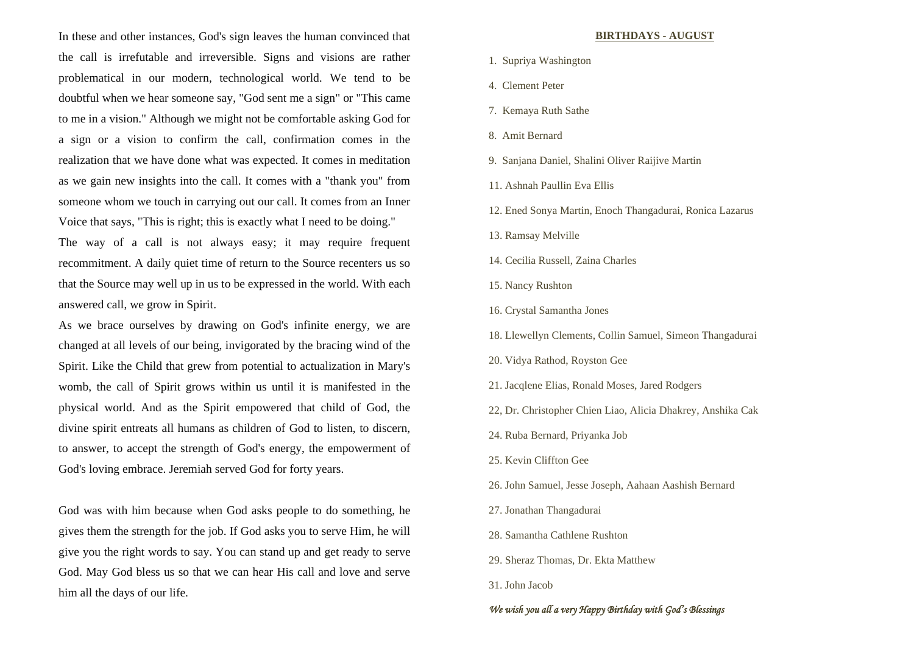In these and other instances, God's sign leaves the human convinced that the call is irrefutable and irreversible. Signs and visions are rather problematical in our modern, technological world. We tend to be doubtful when we hear someone say, "God sent me a sign" or "This came to me in a vision." Although we might not be comfortable asking God for a sign or a vision to confirm the call, confirmation comes in the realization that we have done what was expected. It comes in meditation as we gain new insights into the call. It comes with a "thank you" from someone whom we touch in carrying out our call. It comes from an Inner Voice that says, "This is right; this is exactly what I need to be doing."

The way of a call is not always easy; it may require frequent recommitment. A daily quiet time of return to the Source recenters us so that the Source may well up in us to be expressed in the world. With each answered call, we grow in Spirit.

As we brace ourselves by drawing on God's infinite energy, we are changed at all levels of our being, invigorated by the bracing wind of the Spirit. Like the Child that grew from potential to actualization in Mary's womb, the call of Spirit grows within us until it is manifested in the physical world. And as the Spirit empowered that child of God, the divine spirit entreats all humans as children of God to listen, to discern, to answer, to accept the strength of God's energy, the empowerment of God's loving embrace. Jeremiah served God for forty years.

God was with him because when God asks people to do something, he gives them the strength for the job. If God asks you to serve Him, he will give you the right words to say. You can stand up and get ready to serve God. May God bless us so that we can hear His call and love and serve him all the days of our life.

## BIRTHDAYS - AUGUST

1. Supriya Washington

4. Clement Peter

7. Kemaya Ruth Sathe

8. Amit Bernard

9. Sanjana Daniel, Shalini Oliver Raijive Martin

11. Ashnah Paullin Eva Ellis

12. Ened Sonya Martin, Enoch Thangadurai, Ronica Lazarus

13. Ramsay Melville

14. Cecilia Russell, Zaina Charles

15. Nancy Rushton

16. Crystal Samantha Jones

18. Llewellyn Clements, Collin Samuel, Simeon Thangadurai

20. Vidya Rathod, Royston Gee

21. Jacqlene Elias, Ronald Moses, Jared Rodgers

22, Dr. Christopher Chien Liao, Alicia Dhakrey, Anshika Cak

24. Ruba Bernard, Priyanka Job

25. Kevin Cliffton Gee

26. John Samuel, Jesse Joseph, Aahaan Aashish Bernard

27. Jonathan Thangadurai

28. Samantha Cathlene Rushton

29. Sheraz Thomas, Dr. Ekta Matthew

31. John Jacob

*We wish you all a very Happy Birthday with God's Blessings*